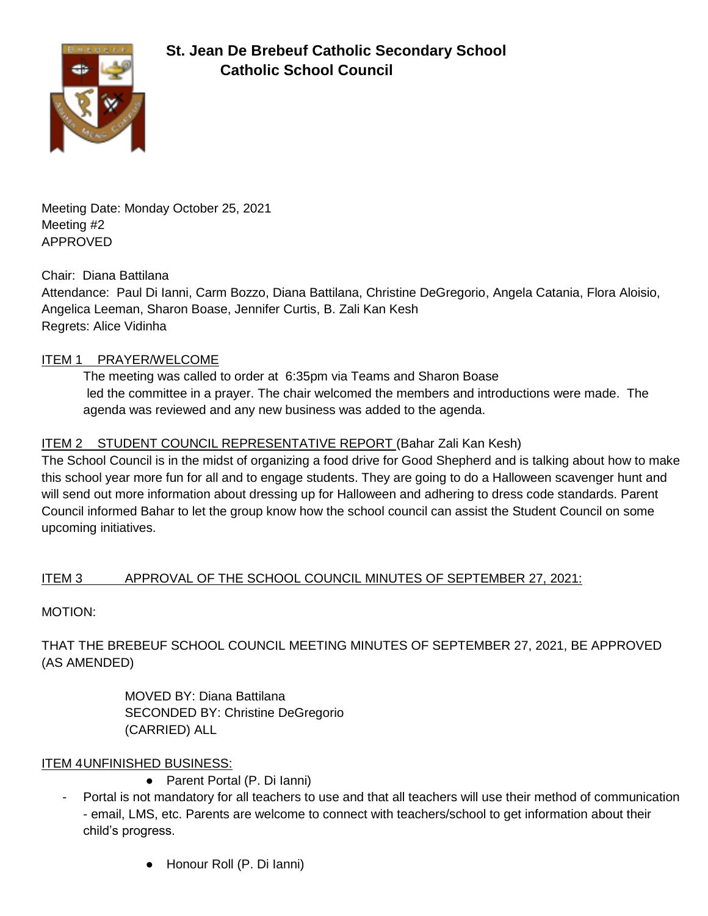# St. Jean De Brebeuf Catholic Secondary School
## Catholic School Council

Meeting Date: Monday October 25, 2021
Meeting #2
APPROVED

Chair: Diana Battilana
Attendance: Paul Di Ianni, Carm Bozzo, Diana Battilana, Christine DeGregorio, Angela Catania, Flora Aloisio, Angelica Leeman, Sharon Boase, Jennifer Curtis, B. Zali Kan Kesh
Regrets: Alice Vidinha

ITEM 1 PRAYER/WELCOME

The meeting was called to order at 6:35pm via Teams and Sharon Boase led the committee in a prayer. The chair welcomed the members and introductions were made. The agenda was reviewed and any new business was added to the agenda.

ITEM 2 STUDENT COUNCIL REPRESENTATIVE REPORT (Bahar Zali Kan Kesh)

The School Council is in the midst of organizing a food drive for Good Shepherd and is talking about how to make this school year more fun for all and to engage students. They are going to do a Halloween scavenger hunt and will send out more information about dressing up for Halloween and adhering to dress code standards. Parent Council informed Bahar to let the group know how the school council can assist the Student Council on some upcoming initiatives.

ITEM 3 APPROVAL OF THE SCHOOL COUNCIL MINUTES OF SEPTEMBER 27, 2021:

MOTION:

THAT THE BREBEUF SCHOOL COUNCIL MEETING MINUTES OF SEPTEMBER 27, 2021, BE APPROVED (AS AMENDED)

MOVED BY: Diana Battilana
SECONDED BY: Christine DeGregorio
(CARRIED) ALL

ITEM 4UNFINISHED BUSINESS:

- Parent Portal (P. Di Ianni)

- Portal is not mandatory for all teachers to use and that all teachers will use their method of communication - email, LMS, etc. Parents are welcome to connect with teachers/school to get information about their child's progress.

- Honour Roll (P. Di Ianni)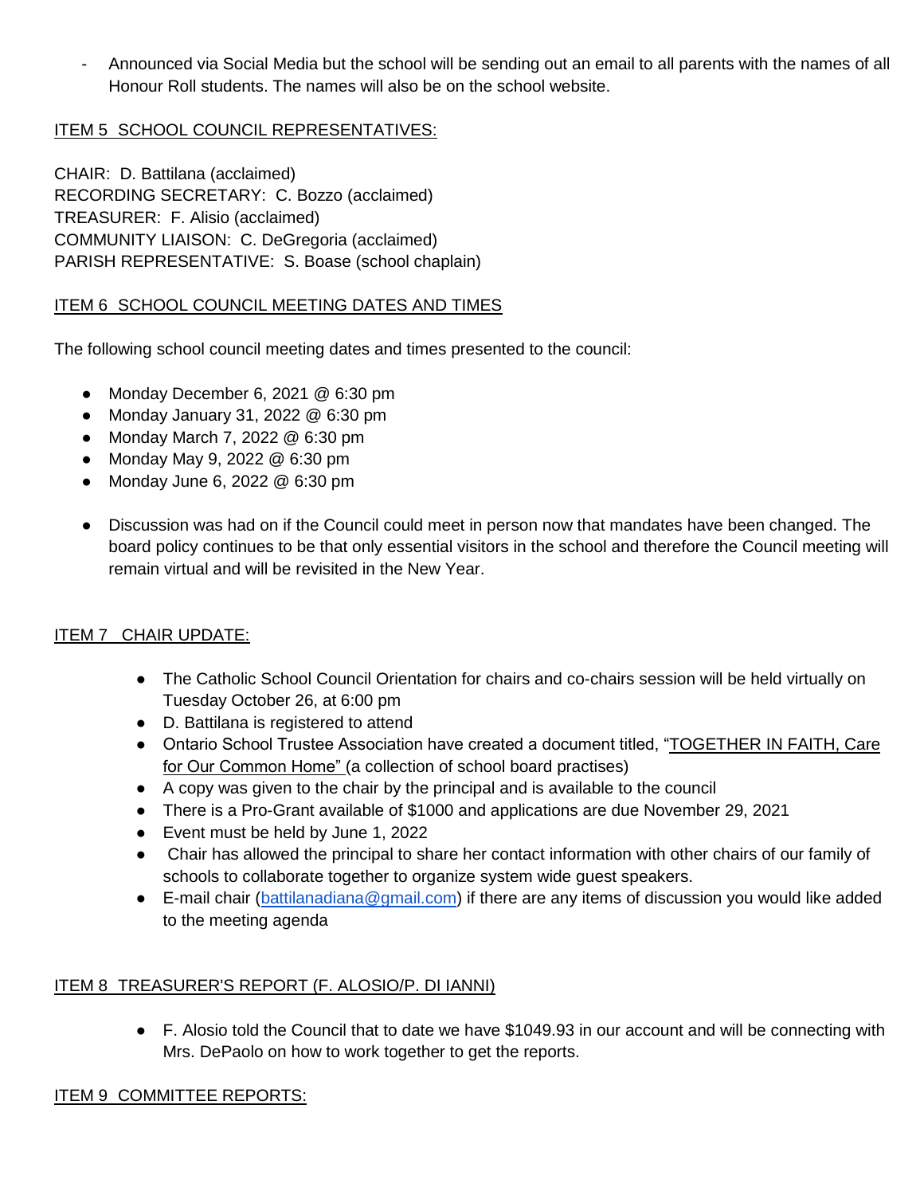- Announced via Social Media but the school will be sending out an email to all parents with the names of all Honour Roll students. The names will also be on the school website.

ITEM 5 SCHOOL COUNCIL REPRESENTATIVES:

CHAIR: D. Battilana (acclaimed)
RECORDING SECRETARY: C. Bozzo (acclaimed)
TREASURER: F. Alisio (acclaimed)
COMMUNITY LIAISON: C. DeGregoria (acclaimed)
PARISH REPRESENTATIVE: S. Boase (school chaplain)

ITEM 6 SCHOOL COUNCIL MEETING DATES AND TIMES

The following school council meeting dates and times presented to the council:

- Monday December 6, 2021 @ 6:30 pm
- Monday January 31, 2022 @ 6:30 pm
- Monday March 7, 2022 @ 6:30 pm
- Monday May 9, 2022 @ 6:30 pm
- Monday June 6, 2022 @ 6:30 pm

- Discussion was had on if the Council could meet in person now that mandates have been changed. The board policy continues to be that only essential visitors in the school and therefore the Council meeting will remain virtual and will be revisited in the New Year.

ITEM 7 CHAIR UPDATE:

- The Catholic School Council Orientation for chairs and co-chairs session will be held virtually on Tuesday October 26, at 6:00 pm
- D. Battilana is registered to attend
- Ontario School Trustee Association have created a document titled, "TOGETHER IN FAITH, Care for Our Common Home" (a collection of school board practises)
- A copy was given to the chair by the principal and is available to the council
- There is a Pro-Grant available of $1000 and applications are due November 29, 2021
- Event must be held by June 1, 2022
- Chair has allowed the principal to share her contact information with other chairs of our family of schools to collaborate together to organize system wide guest speakers.
- E-mail chair (battilanadiana@gmail.com) if there are any items of discussion you would like added to the meeting agenda

ITEM 8 TREASURER'S REPORT (F. ALOSIO/P. DI IANNI)

- F. Alosio told the Council that to date we have $1049.93 in our account and will be connecting with Mrs. DePaolo on how to work together to get the reports.

ITEM 9 COMMITTEE REPORTS: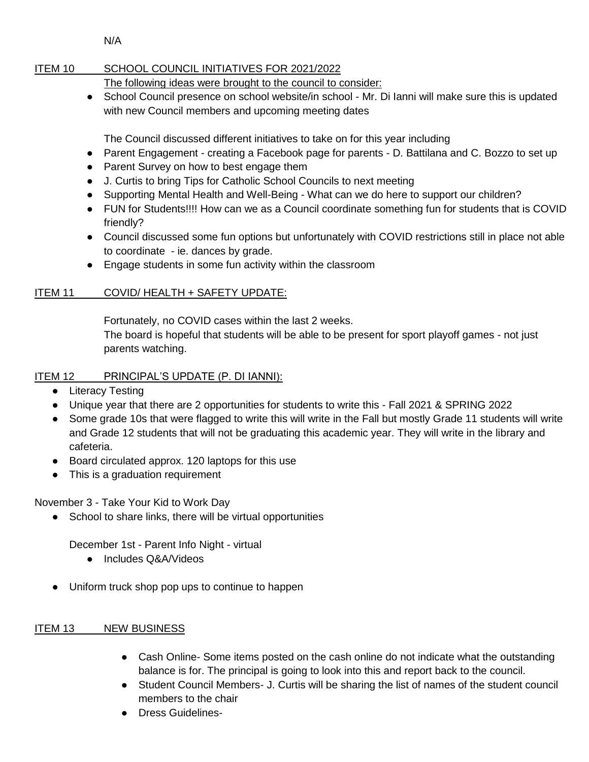N/A

**ITEM 10 SCHOOL COUNCIL INITIATIVES FOR 2021/2022**

The following ideas were brought to the council to consider:

- School Council presence on school website/in school - Mr. Di Ianni will make sure this is updated with new Council members and upcoming meeting dates

The Council discussed different initiatives to take on for this year including

- Parent Engagement - creating a Facebook page for parents - D. Battilana and C. Bozzo to set up
- Parent Survey on how to best engage them
- J. Curtis to bring Tips for Catholic School Councils to next meeting
- Supporting Mental Health and Well-Being - What can we do here to support our children?
- FUN for Students!!!! How can we as a Council coordinate something fun for students that is COVID friendly?
- Council discussed some fun options but unfortunately with COVID restrictions still in place not able to coordinate - ie. dances by grade.
- Engage students in some fun activity within the classroom

**ITEM 11 COVID/ HEALTH + SAFETY UPDATE:**

Fortunately, no COVID cases within the last 2 weeks.
The board is hopeful that students will be able to be present for sport playoff games - not just parents watching.

**ITEM 12 PRINCIPAL'S UPDATE (P. DI IANNI):**

- Literacy Testing
- Unique year that there are 2 opportunities for students to write this - Fall 2021 & SPRING 2022
- Some grade 10s that were flagged to write this will write in the Fall but mostly Grade 11 students will write and Grade 12 students that will not be graduating this academic year. They will write in the library and cafeteria.
- Board circulated approx. 120 laptops for this use
- This is a graduation requirement

November 3 - Take Your Kid to Work Day

- School to share links, there will be virtual opportunities

December 1st - Parent Info Night - virtual

- Includes Q&A/Videos

- Uniform truck shop pop ups to continue to happen

**ITEM 13 NEW BUSINESS**

- Cash Online- Some items posted on the cash online do not indicate what the outstanding balance is for. The principal is going to look into this and report back to the council.
- Student Council Members- J. Curtis will be sharing the list of names of the student council members to the chair
- Dress Guidelines-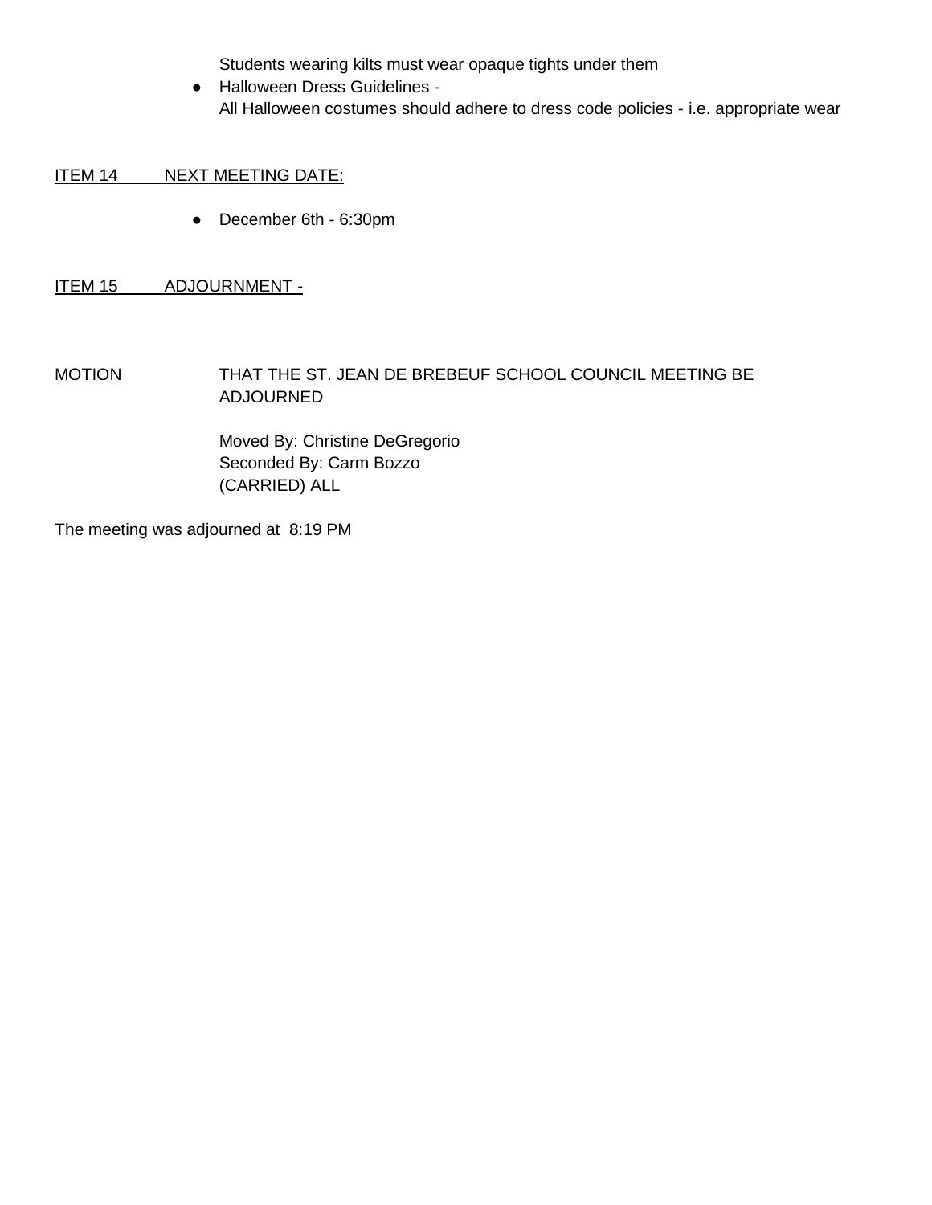Students wearing kilts must wear opaque tights under them

- Halloween Dress Guidelines -
  All Halloween costumes should adhere to dress code policies - i.e. appropriate wear

ITEM 14 NEXT MEETING DATE:

- December 6th - 6:30pm

ITEM 15 ADJOURNMENT -

MOTION THAT THE ST. JEAN DE BREBEUF SCHOOL COUNCIL MEETING BE ADJOURNED

Moved By: Christine DeGregorio
Seconded By: Carm Bozzo
(CARRIED) ALL

The meeting was adjourned at 8:19 PM